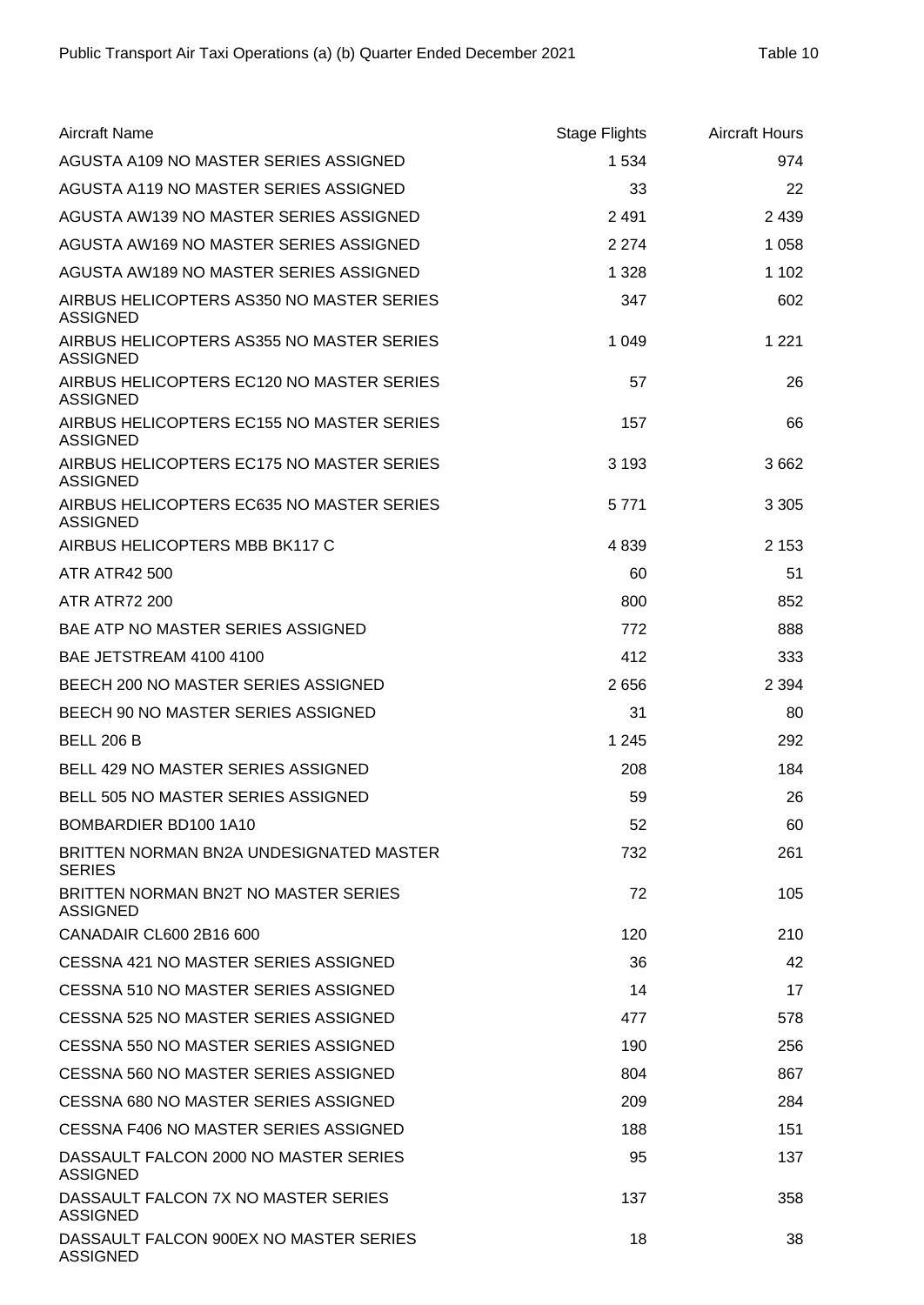Public Transport Air Taxi Operations (a) (b) Quarter Ended December 2021

Table 10

| Aircraft Name | Stage Flights | Aircraft Hours |
|---|---|---|
| AGUSTA A109 NO MASTER SERIES ASSIGNED | 1 534 | 974 |
| AGUSTA A119 NO MASTER SERIES ASSIGNED | 33 | 22 |
| AGUSTA AW139 NO MASTER SERIES ASSIGNED | 2 491 | 2 439 |
| AGUSTA AW169 NO MASTER SERIES ASSIGNED | 2 274 | 1 058 |
| AGUSTA AW189 NO MASTER SERIES ASSIGNED | 1 328 | 1 102 |
| AIRBUS HELICOPTERS AS350 NO MASTER SERIES ASSIGNED | 347 | 602 |
| AIRBUS HELICOPTERS AS355 NO MASTER SERIES ASSIGNED | 1 049 | 1 221 |
| AIRBUS HELICOPTERS EC120 NO MASTER SERIES ASSIGNED | 57 | 26 |
| AIRBUS HELICOPTERS EC155 NO MASTER SERIES ASSIGNED | 157 | 66 |
| AIRBUS HELICOPTERS EC175 NO MASTER SERIES ASSIGNED | 3 193 | 3 662 |
| AIRBUS HELICOPTERS EC635 NO MASTER SERIES ASSIGNED | 5 771 | 3 305 |
| AIRBUS HELICOPTERS MBB BK117 C | 4 839 | 2 153 |
| ATR ATR42 500 | 60 | 51 |
| ATR ATR72 200 | 800 | 852 |
| BAE ATP NO MASTER SERIES ASSIGNED | 772 | 888 |
| BAE JETSTREAM 4100 4100 | 412 | 333 |
| BEECH 200 NO MASTER SERIES ASSIGNED | 2 656 | 2 394 |
| BEECH 90 NO MASTER SERIES ASSIGNED | 31 | 80 |
| BELL 206 B | 1 245 | 292 |
| BELL 429 NO MASTER SERIES ASSIGNED | 208 | 184 |
| BELL 505 NO MASTER SERIES ASSIGNED | 59 | 26 |
| BOMBARDIER BD100 1A10 | 52 | 60 |
| BRITTEN NORMAN BN2A UNDESIGNATED MASTER SERIES | 732 | 261 |
| BRITTEN NORMAN BN2T NO MASTER SERIES ASSIGNED | 72 | 105 |
| CANADAIR CL600 2B16 600 | 120 | 210 |
| CESSNA 421 NO MASTER SERIES ASSIGNED | 36 | 42 |
| CESSNA 510 NO MASTER SERIES ASSIGNED | 14 | 17 |
| CESSNA 525 NO MASTER SERIES ASSIGNED | 477 | 578 |
| CESSNA 550 NO MASTER SERIES ASSIGNED | 190 | 256 |
| CESSNA 560 NO MASTER SERIES ASSIGNED | 804 | 867 |
| CESSNA 680 NO MASTER SERIES ASSIGNED | 209 | 284 |
| CESSNA F406 NO MASTER SERIES ASSIGNED | 188 | 151 |
| DASSAULT FALCON 2000 NO MASTER SERIES ASSIGNED | 95 | 137 |
| DASSAULT FALCON 7X NO MASTER SERIES ASSIGNED | 137 | 358 |
| DASSAULT FALCON 900EX NO MASTER SERIES ASSIGNED | 18 | 38 |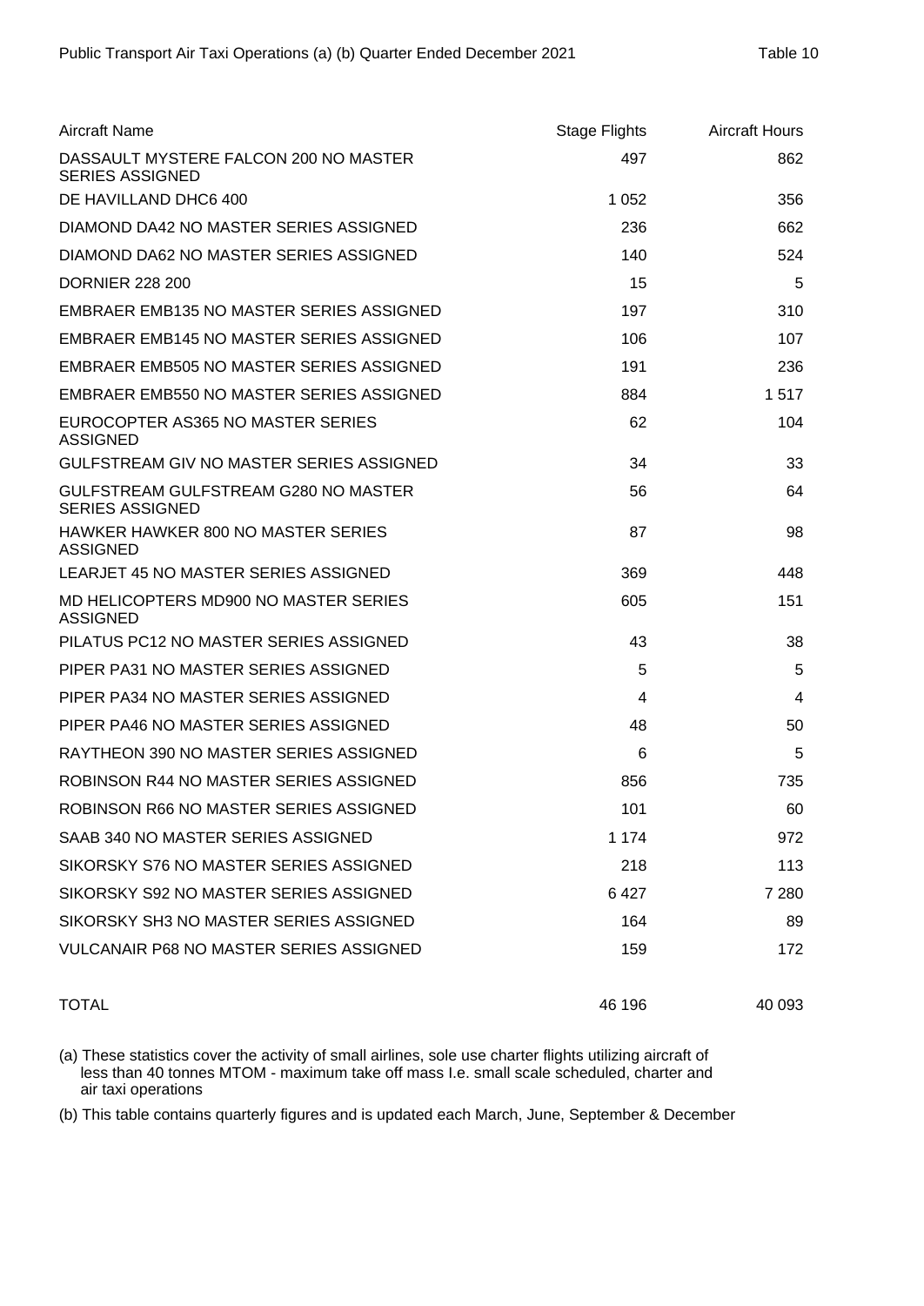Public Transport Air Taxi Operations (a) (b) Quarter Ended December 2021

Table 10

| Aircraft Name | Stage Flights | Aircraft Hours |
|---|---|---|
| DASSAULT MYSTERE FALCON 200 NO MASTER SERIES ASSIGNED | 497 | 862 |
| DE HAVILLAND DHC6 400 | 1 052 | 356 |
| DIAMOND DA42 NO MASTER SERIES ASSIGNED | 236 | 662 |
| DIAMOND DA62 NO MASTER SERIES ASSIGNED | 140 | 524 |
| DORNIER 228 200 | 15 | 5 |
| EMBRAER EMB135 NO MASTER SERIES ASSIGNED | 197 | 310 |
| EMBRAER EMB145 NO MASTER SERIES ASSIGNED | 106 | 107 |
| EMBRAER EMB505 NO MASTER SERIES ASSIGNED | 191 | 236 |
| EMBRAER EMB550 NO MASTER SERIES ASSIGNED | 884 | 1 517 |
| EUROCOPTER AS365 NO MASTER SERIES ASSIGNED | 62 | 104 |
| GULFSTREAM GIV NO MASTER SERIES ASSIGNED | 34 | 33 |
| GULFSTREAM GULFSTREAM G280 NO MASTER SERIES ASSIGNED | 56 | 64 |
| HAWKER HAWKER 800 NO MASTER SERIES ASSIGNED | 87 | 98 |
| LEARJET 45 NO MASTER SERIES ASSIGNED | 369 | 448 |
| MD HELICOPTERS MD900 NO MASTER SERIES ASSIGNED | 605 | 151 |
| PILATUS PC12 NO MASTER SERIES ASSIGNED | 43 | 38 |
| PIPER PA31 NO MASTER SERIES ASSIGNED | 5 | 5 |
| PIPER PA34 NO MASTER SERIES ASSIGNED | 4 | 4 |
| PIPER PA46 NO MASTER SERIES ASSIGNED | 48 | 50 |
| RAYTHEON 390 NO MASTER SERIES ASSIGNED | 6 | 5 |
| ROBINSON R44 NO MASTER SERIES ASSIGNED | 856 | 735 |
| ROBINSON R66 NO MASTER SERIES ASSIGNED | 101 | 60 |
| SAAB 340 NO MASTER SERIES ASSIGNED | 1 174 | 972 |
| SIKORSKY S76 NO MASTER SERIES ASSIGNED | 218 | 113 |
| SIKORSKY S92 NO MASTER SERIES ASSIGNED | 6 427 | 7 280 |
| SIKORSKY SH3 NO MASTER SERIES ASSIGNED | 164 | 89 |
| VULCANAIR P68 NO MASTER SERIES ASSIGNED | 159 | 172 |
| TOTAL | 46 196 | 40 093 |

(a) These statistics cover the activity of small airlines, sole use charter flights utilizing aircraft of less than 40 tonnes MTOM - maximum take off mass I.e. small scale scheduled, charter and air taxi operations

(b) This table contains quarterly figures and is updated each March, June, September & December